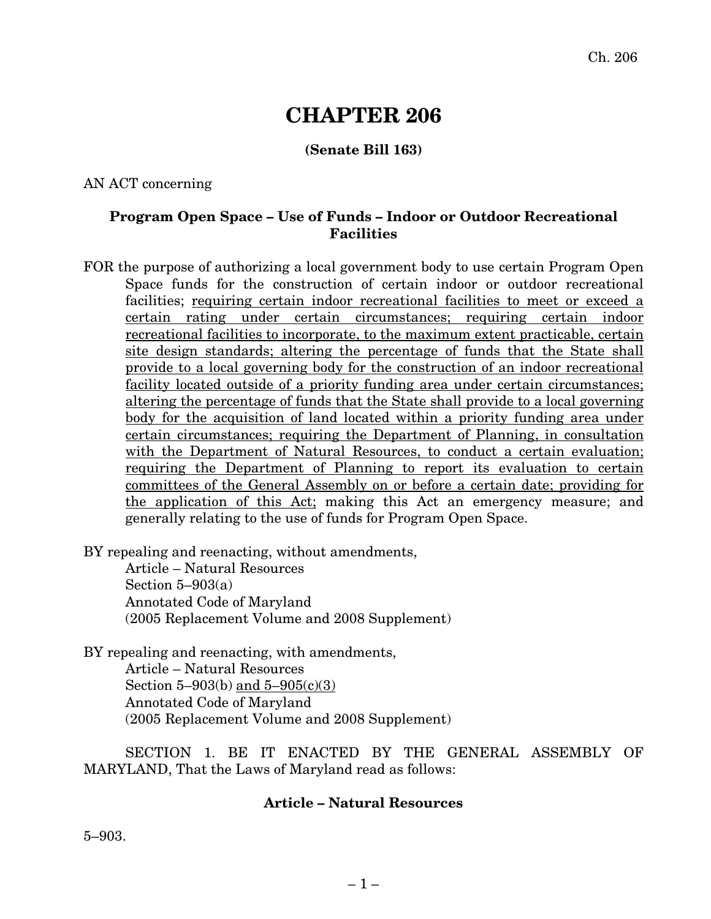# CHAPTER 206

**(Senate Bill 163)**

AN ACT concerning

**Program Open Space – Use of Funds – Indoor or Outdoor Recreational Facilities**

FOR the purpose of authorizing a local government body to use certain Program Open Space funds for the construction of certain indoor or outdoor recreational facilities; requiring certain indoor recreational facilities to meet or exceed a certain rating under certain circumstances; requiring certain indoor recreational facilities to incorporate, to the maximum extent practicable, certain site design standards; altering the percentage of funds that the State shall provide to a local governing body for the construction of an indoor recreational facility located outside of a priority funding area under certain circumstances; altering the percentage of funds that the State shall provide to a local governing body for the acquisition of land located within a priority funding area under certain circumstances; requiring the Department of Planning, in consultation with the Department of Natural Resources, to conduct a certain evaluation; requiring the Department of Planning to report its evaluation to certain committees of the General Assembly on or before a certain date; providing for the application of this Act; making this Act an emergency measure; and generally relating to the use of funds for Program Open Space.

BY repealing and reenacting, without amendments,
Article – Natural Resources
Section 5–903(a)
Annotated Code of Maryland
(2005 Replacement Volume and 2008 Supplement)

BY repealing and reenacting, with amendments,
Article – Natural Resources
Section 5–903(b) and 5–905(c)(3)
Annotated Code of Maryland
(2005 Replacement Volume and 2008 Supplement)

SECTION 1. BE IT ENACTED BY THE GENERAL ASSEMBLY OF MARYLAND, That the Laws of Maryland read as follows:

**Article – Natural Resources**

5–903.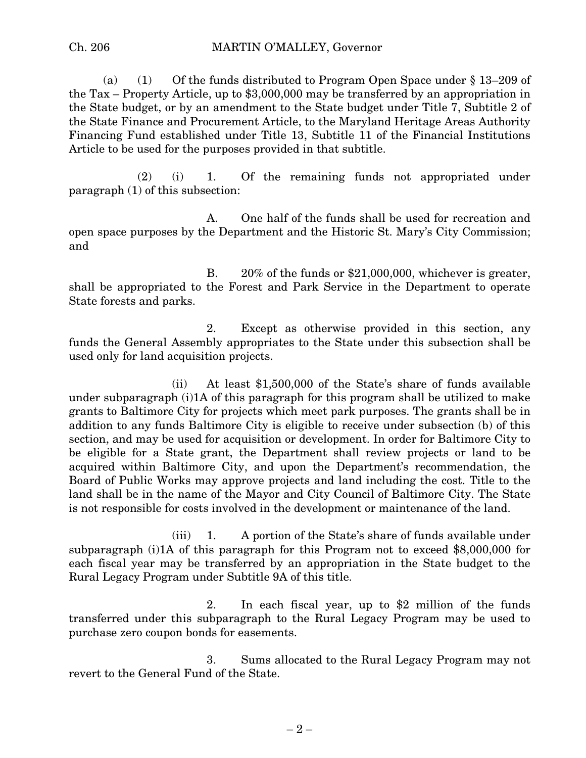(a) (1) Of the funds distributed to Program Open Space under § 13–209 of the Tax – Property Article, up to $3,000,000 may be transferred by an appropriation in the State budget, or by an amendment to the State budget under Title 7, Subtitle 2 of the State Finance and Procurement Article, to the Maryland Heritage Areas Authority Financing Fund established under Title 13, Subtitle 11 of the Financial Institutions Article to be used for the purposes provided in that subtitle.

(2) (i) 1. Of the remaining funds not appropriated under paragraph (1) of this subsection:

A. One half of the funds shall be used for recreation and open space purposes by the Department and the Historic St. Mary's City Commission; and

B. 20% of the funds or $21,000,000, whichever is greater, shall be appropriated to the Forest and Park Service in the Department to operate State forests and parks.

2. Except as otherwise provided in this section, any funds the General Assembly appropriates to the State under this subsection shall be used only for land acquisition projects.

(ii) At least $1,500,000 of the State's share of funds available under subparagraph (i)1A of this paragraph for this program shall be utilized to make grants to Baltimore City for projects which meet park purposes. The grants shall be in addition to any funds Baltimore City is eligible to receive under subsection (b) of this section, and may be used for acquisition or development. In order for Baltimore City to be eligible for a State grant, the Department shall review projects or land to be acquired within Baltimore City, and upon the Department's recommendation, the Board of Public Works may approve projects and land including the cost. Title to the land shall be in the name of the Mayor and City Council of Baltimore City. The State is not responsible for costs involved in the development or maintenance of the land.

(iii) 1. A portion of the State's share of funds available under subparagraph (i)1A of this paragraph for this Program not to exceed $8,000,000 for each fiscal year may be transferred by an appropriation in the State budget to the Rural Legacy Program under Subtitle 9A of this title.

2. In each fiscal year, up to $2 million of the funds transferred under this subparagraph to the Rural Legacy Program may be used to purchase zero coupon bonds for easements.

3. Sums allocated to the Rural Legacy Program may not revert to the General Fund of the State.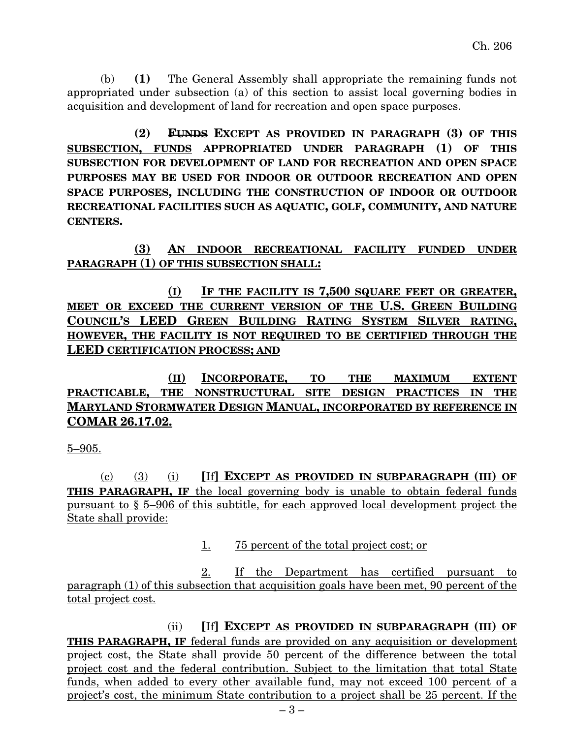(b) **(1)** The General Assembly shall appropriate the remaining funds not appropriated under subsection (a) of this section to assist local governing bodies in acquisition and development of land for recreation and open space purposes.

**(2)** ~~**Funds**~~ **EXCEPT AS PROVIDED IN PARAGRAPH (3) OF THIS SUBSECTION, FUNDS APPROPRIATED UNDER PARAGRAPH (1) OF THIS SUBSECTION FOR DEVELOPMENT OF LAND FOR RECREATION AND OPEN SPACE PURPOSES MAY BE USED FOR INDOOR OR OUTDOOR RECREATION AND OPEN SPACE PURPOSES, INCLUDING THE CONSTRUCTION OF INDOOR OR OUTDOOR RECREATIONAL FACILITIES SUCH AS AQUATIC, GOLF, COMMUNITY, AND NATURE CENTERS.**

**(3) AN INDOOR RECREATIONAL FACILITY FUNDED UNDER PARAGRAPH (1) OF THIS SUBSECTION SHALL:**

**(I) IF THE FACILITY IS 7,500 SQUARE FEET OR GREATER, MEET OR EXCEED THE CURRENT VERSION OF THE U.S. GREEN BUILDING COUNCIL'S LEED GREEN BUILDING RATING SYSTEM SILVER RATING, HOWEVER, THE FACILITY IS NOT REQUIRED TO BE CERTIFIED THROUGH THE LEED CERTIFICATION PROCESS; AND**

**(II) INCORPORATE, TO THE MAXIMUM EXTENT PRACTICABLE, THE NONSTRUCTURAL SITE DESIGN PRACTICES IN THE MARYLAND STORMWATER DESIGN MANUAL, INCORPORATED BY REFERENCE IN COMAR 26.17.02.**

5–905.

(c) (3) (i) **[**If**] EXCEPT AS PROVIDED IN SUBPARAGRAPH (III) OF THIS PARAGRAPH, IF** the local governing body is unable to obtain federal funds pursuant to § 5–906 of this subtitle, for each approved local development project the State shall provide:

1. 75 percent of the total project cost; or

2. If the Department has certified pursuant to paragraph (1) of this subsection that acquisition goals have been met, 90 percent of the total project cost.

(ii) **[**If**] EXCEPT AS PROVIDED IN SUBPARAGRAPH (III) OF THIS PARAGRAPH, IF** federal funds are provided on any acquisition or development project cost, the State shall provide 50 percent of the difference between the total project cost and the federal contribution. Subject to the limitation that total State funds, when added to every other available fund, may not exceed 100 percent of a project's cost, the minimum State contribution to a project shall be 25 percent. If the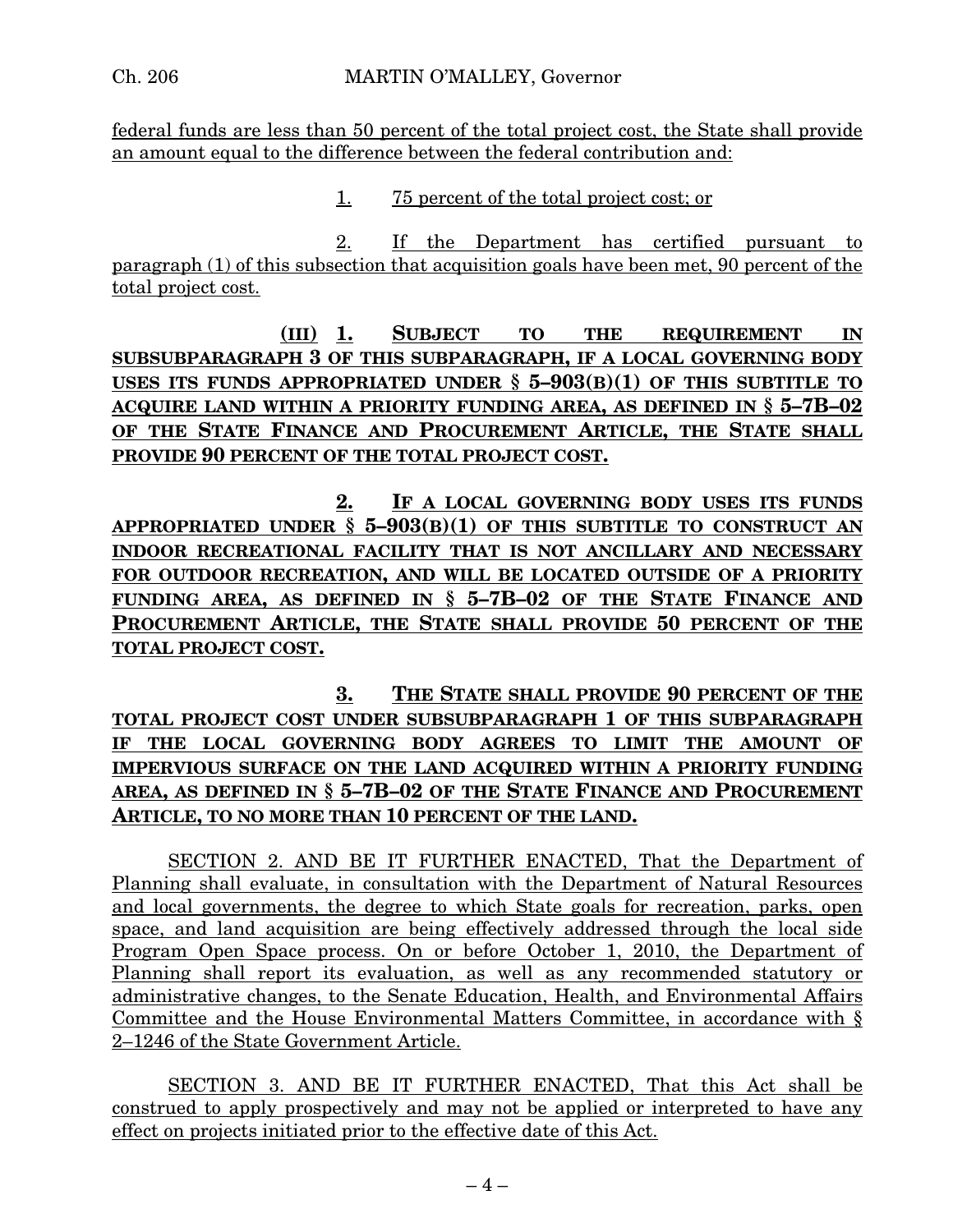federal funds are less than 50 percent of the total project cost, the State shall provide an amount equal to the difference between the federal contribution and:

1. 75 percent of the total project cost; or

2. If the Department has certified pursuant to paragraph (1) of this subsection that acquisition goals have been met, 90 percent of the total project cost.

**(III) 1. SUBJECT TO THE REQUIREMENT IN SUBSUBPARAGRAPH 3 OF THIS SUBPARAGRAPH, IF A LOCAL GOVERNING BODY USES ITS FUNDS APPROPRIATED UNDER § 5–903(B)(1) OF THIS SUBTITLE TO ACQUIRE LAND WITHIN A PRIORITY FUNDING AREA, AS DEFINED IN § 5–7B–02 OF THE STATE FINANCE AND PROCUREMENT ARTICLE, THE STATE SHALL PROVIDE 90 PERCENT OF THE TOTAL PROJECT COST.**

**2. IF A LOCAL GOVERNING BODY USES ITS FUNDS APPROPRIATED UNDER § 5–903(B)(1) OF THIS SUBTITLE TO CONSTRUCT AN INDOOR RECREATIONAL FACILITY THAT IS NOT ANCILLARY AND NECESSARY FOR OUTDOOR RECREATION, AND WILL BE LOCATED OUTSIDE OF A PRIORITY FUNDING AREA, AS DEFINED IN § 5–7B–02 OF THE STATE FINANCE AND PROCUREMENT ARTICLE, THE STATE SHALL PROVIDE 50 PERCENT OF THE TOTAL PROJECT COST.**

**3. THE STATE SHALL PROVIDE 90 PERCENT OF THE TOTAL PROJECT COST UNDER SUBSUBPARAGRAPH 1 OF THIS SUBPARAGRAPH IF THE LOCAL GOVERNING BODY AGREES TO LIMIT THE AMOUNT OF IMPERVIOUS SURFACE ON THE LAND ACQUIRED WITHIN A PRIORITY FUNDING AREA, AS DEFINED IN § 5–7B–02 OF THE STATE FINANCE AND PROCUREMENT ARTICLE, TO NO MORE THAN 10 PERCENT OF THE LAND.**

SECTION 2. AND BE IT FURTHER ENACTED, That the Department of Planning shall evaluate, in consultation with the Department of Natural Resources and local governments, the degree to which State goals for recreation, parks, open space, and land acquisition are being effectively addressed through the local side Program Open Space process. On or before October 1, 2010, the Department of Planning shall report its evaluation, as well as any recommended statutory or administrative changes, to the Senate Education, Health, and Environmental Affairs Committee and the House Environmental Matters Committee, in accordance with § 2–1246 of the State Government Article.

SECTION 3. AND BE IT FURTHER ENACTED, That this Act shall be construed to apply prospectively and may not be applied or interpreted to have any effect on projects initiated prior to the effective date of this Act.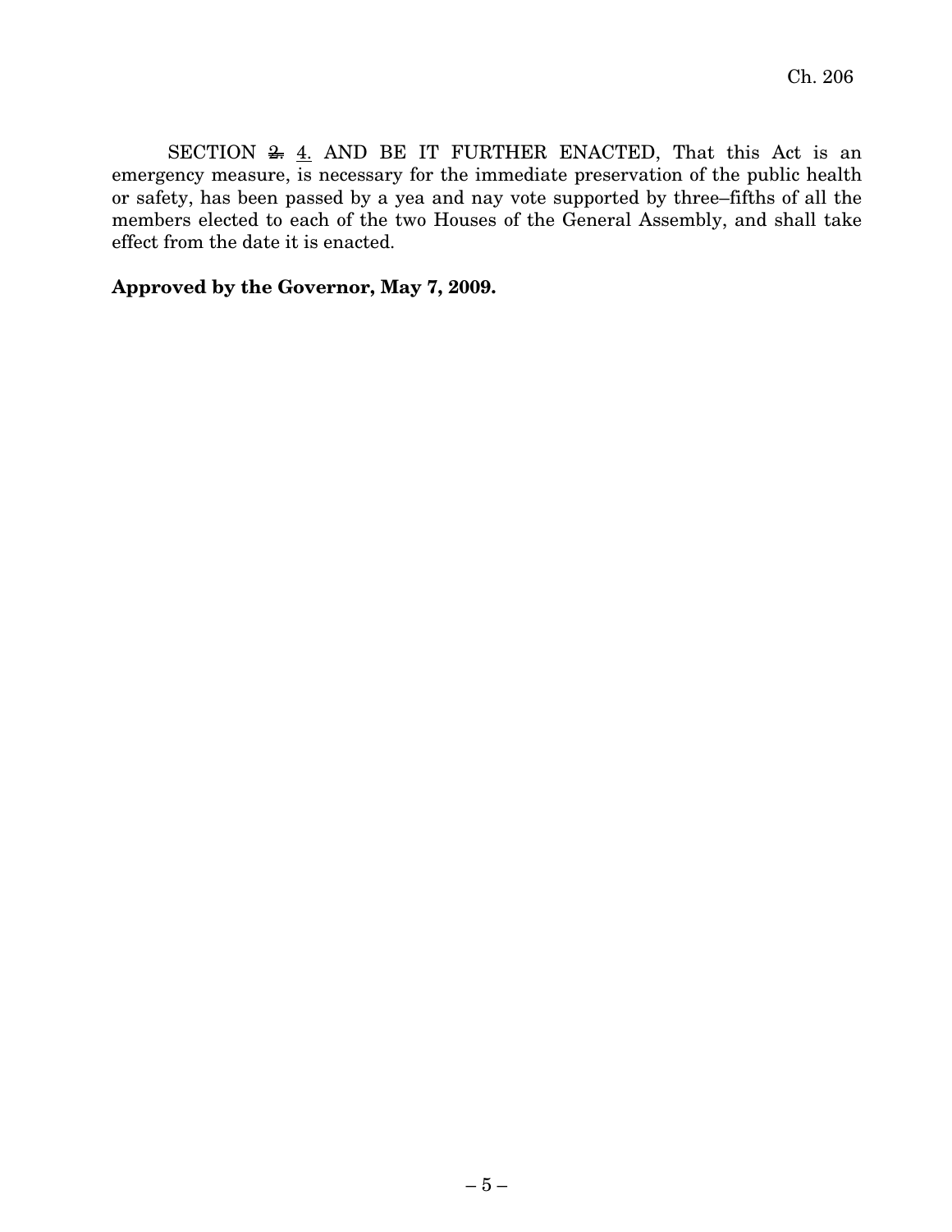SECTION ~~2.~~ 4. AND BE IT FURTHER ENACTED, That this Act is an emergency measure, is necessary for the immediate preservation of the public health or safety, has been passed by a yea and nay vote supported by three–fifths of all the members elected to each of the two Houses of the General Assembly, and shall take effect from the date it is enacted.

**Approved by the Governor, May 7, 2009.**